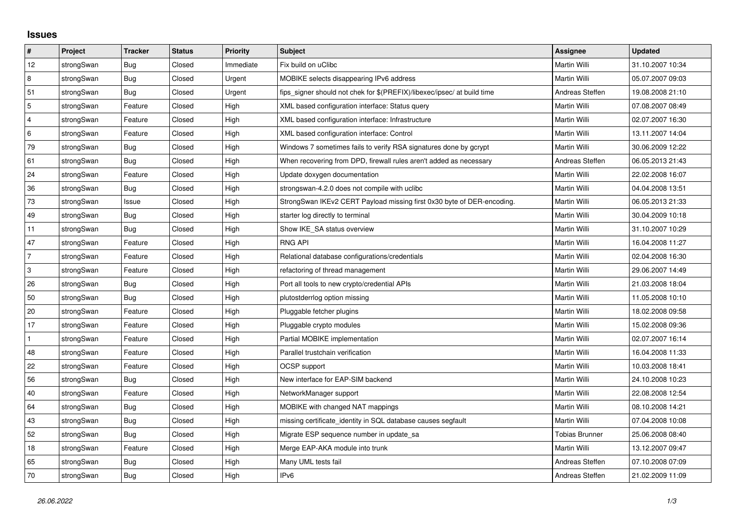## Issues

| # | Project | Tracker | Status | Priority | Subject | Assignee | Updated |
|---|---|---|---|---|---|---|---|
| 12 | strongSwan | Bug | Closed | Immediate | Fix build on uClibc | Martin Willi | 31.10.2007 10:34 |
| 8 | strongSwan | Bug | Closed | Urgent | MOBIKE selects disappearing IPv6 address | Martin Willi | 05.07.2007 09:03 |
| 51 | strongSwan | Bug | Closed | Urgent | fips_signer should not chek for $(PREFIX)/libexec/ipsec/ at build time | Andreas Steffen | 19.08.2008 21:10 |
| 5 | strongSwan | Feature | Closed | High | XML based configuration interface: Status query | Martin Willi | 07.08.2007 08:49 |
| 4 | strongSwan | Feature | Closed | High | XML based configuration interface: Infrastructure | Martin Willi | 02.07.2007 16:30 |
| 6 | strongSwan | Feature | Closed | High | XML based configuration interface: Control | Martin Willi | 13.11.2007 14:04 |
| 79 | strongSwan | Bug | Closed | High | Windows 7 sometimes fails to verify RSA signatures done by gcrypt | Martin Willi | 30.06.2009 12:22 |
| 61 | strongSwan | Bug | Closed | High | When recovering from DPD, firewall rules aren't added as necessary | Andreas Steffen | 06.05.2013 21:43 |
| 24 | strongSwan | Feature | Closed | High | Update doxygen documentation | Martin Willi | 22.02.2008 16:07 |
| 36 | strongSwan | Bug | Closed | High | strongswan-4.2.0 does not compile with uclibc | Martin Willi | 04.04.2008 13:51 |
| 73 | strongSwan | Issue | Closed | High | StrongSwan IKEv2 CERT Payload missing first 0x30 byte of DER-encoding. | Martin Willi | 06.05.2013 21:33 |
| 49 | strongSwan | Bug | Closed | High | starter log directly to terminal | Martin Willi | 30.04.2009 10:18 |
| 11 | strongSwan | Bug | Closed | High | Show IKE_SA status overview | Martin Willi | 31.10.2007 10:29 |
| 47 | strongSwan | Feature | Closed | High | RNG API | Martin Willi | 16.04.2008 11:27 |
| 7 | strongSwan | Feature | Closed | High | Relational database configurations/credentials | Martin Willi | 02.04.2008 16:30 |
| 3 | strongSwan | Feature | Closed | High | refactoring of thread management | Martin Willi | 29.06.2007 14:49 |
| 26 | strongSwan | Bug | Closed | High | Port all tools to new crypto/credential APIs | Martin Willi | 21.03.2008 18:04 |
| 50 | strongSwan | Bug | Closed | High | plutostderrlog option missing | Martin Willi | 11.05.2008 10:10 |
| 20 | strongSwan | Feature | Closed | High | Pluggable fetcher plugins | Martin Willi | 18.02.2008 09:58 |
| 17 | strongSwan | Feature | Closed | High | Pluggable crypto modules | Martin Willi | 15.02.2008 09:36 |
| 1 | strongSwan | Feature | Closed | High | Partial MOBIKE implementation | Martin Willi | 02.07.2007 16:14 |
| 48 | strongSwan | Feature | Closed | High | Parallel trustchain verification | Martin Willi | 16.04.2008 11:33 |
| 22 | strongSwan | Feature | Closed | High | OCSP support | Martin Willi | 10.03.2008 18:41 |
| 56 | strongSwan | Bug | Closed | High | New interface for EAP-SIM backend | Martin Willi | 24.10.2008 10:23 |
| 40 | strongSwan | Feature | Closed | High | NetworkManager support | Martin Willi | 22.08.2008 12:54 |
| 64 | strongSwan | Bug | Closed | High | MOBIKE with changed NAT mappings | Martin Willi | 08.10.2008 14:21 |
| 43 | strongSwan | Bug | Closed | High | missing certificate_identity in SQL database causes segfault | Martin Willi | 07.04.2008 10:08 |
| 52 | strongSwan | Bug | Closed | High | Migrate ESP sequence number in update_sa | Tobias Brunner | 25.06.2008 08:40 |
| 18 | strongSwan | Feature | Closed | High | Merge EAP-AKA module into trunk | Martin Willi | 13.12.2007 09:47 |
| 65 | strongSwan | Bug | Closed | High | Many UML tests fail | Andreas Steffen | 07.10.2008 07:09 |
| 70 | strongSwan | Bug | Closed | High | IPv6 | Andreas Steffen | 21.02.2009 11:09 |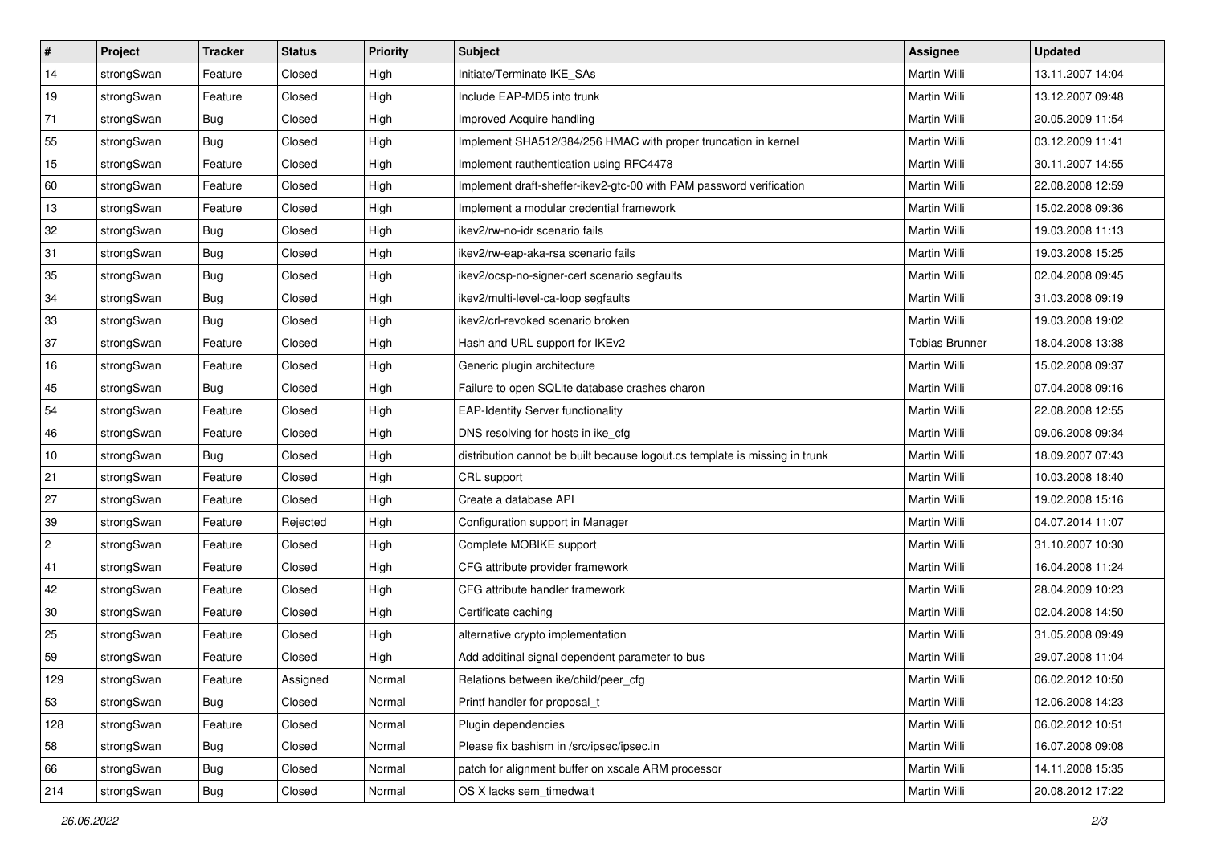| # | Project | Tracker | Status | Priority | Subject | Assignee | Updated |
|---|---|---|---|---|---|---|---|
| 14 | strongSwan | Feature | Closed | High | Initiate/Terminate IKE_SAs | Martin Willi | 13.11.2007 14:04 |
| 19 | strongSwan | Feature | Closed | High | Include EAP-MD5 into trunk | Martin Willi | 13.12.2007 09:48 |
| 71 | strongSwan | Bug | Closed | High | Improved Acquire handling | Martin Willi | 20.05.2009 11:54 |
| 55 | strongSwan | Bug | Closed | High | Implement SHA512/384/256 HMAC with proper truncation in kernel | Martin Willi | 03.12.2009 11:41 |
| 15 | strongSwan | Feature | Closed | High | Implement rauthentication using RFC4478 | Martin Willi | 30.11.2007 14:55 |
| 60 | strongSwan | Feature | Closed | High | Implement draft-sheffer-ikev2-gtc-00 with PAM password verification | Martin Willi | 22.08.2008 12:59 |
| 13 | strongSwan | Feature | Closed | High | Implement a modular credential framework | Martin Willi | 15.02.2008 09:36 |
| 32 | strongSwan | Bug | Closed | High | ikev2/rw-no-idr scenario fails | Martin Willi | 19.03.2008 11:13 |
| 31 | strongSwan | Bug | Closed | High | ikev2/rw-eap-aka-rsa scenario fails | Martin Willi | 19.03.2008 15:25 |
| 35 | strongSwan | Bug | Closed | High | ikev2/ocsp-no-signer-cert scenario segfaults | Martin Willi | 02.04.2008 09:45 |
| 34 | strongSwan | Bug | Closed | High | ikev2/multi-level-ca-loop segfaults | Martin Willi | 31.03.2008 09:19 |
| 33 | strongSwan | Bug | Closed | High | ikev2/crl-revoked scenario broken | Martin Willi | 19.03.2008 19:02 |
| 37 | strongSwan | Feature | Closed | High | Hash and URL support for IKEv2 | Tobias Brunner | 18.04.2008 13:38 |
| 16 | strongSwan | Feature | Closed | High | Generic plugin architecture | Martin Willi | 15.02.2008 09:37 |
| 45 | strongSwan | Bug | Closed | High | Failure to open SQLite database crashes charon | Martin Willi | 07.04.2008 09:16 |
| 54 | strongSwan | Feature | Closed | High | EAP-Identity Server functionality | Martin Willi | 22.08.2008 12:55 |
| 46 | strongSwan | Feature | Closed | High | DNS resolving for hosts in ike_cfg | Martin Willi | 09.06.2008 09:34 |
| 10 | strongSwan | Bug | Closed | High | distribution cannot be built because logout.cs template is missing in trunk | Martin Willi | 18.09.2007 07:43 |
| 21 | strongSwan | Feature | Closed | High | CRL support | Martin Willi | 10.03.2008 18:40 |
| 27 | strongSwan | Feature | Closed | High | Create a database API | Martin Willi | 19.02.2008 15:16 |
| 39 | strongSwan | Feature | Rejected | High | Configuration support in Manager | Martin Willi | 04.07.2014 11:07 |
| 2 | strongSwan | Feature | Closed | High | Complete MOBIKE support | Martin Willi | 31.10.2007 10:30 |
| 41 | strongSwan | Feature | Closed | High | CFG attribute provider framework | Martin Willi | 16.04.2008 11:24 |
| 42 | strongSwan | Feature | Closed | High | CFG attribute handler framework | Martin Willi | 28.04.2009 10:23 |
| 30 | strongSwan | Feature | Closed | High | Certificate caching | Martin Willi | 02.04.2008 14:50 |
| 25 | strongSwan | Feature | Closed | High | alternative crypto implementation | Martin Willi | 31.05.2008 09:49 |
| 59 | strongSwan | Feature | Closed | High | Add additinal signal dependent parameter to bus | Martin Willi | 29.07.2008 11:04 |
| 129 | strongSwan | Feature | Assigned | Normal | Relations between ike/child/peer_cfg | Martin Willi | 06.02.2012 10:50 |
| 53 | strongSwan | Bug | Closed | Normal | Printf handler for proposal_t | Martin Willi | 12.06.2008 14:23 |
| 128 | strongSwan | Feature | Closed | Normal | Plugin dependencies | Martin Willi | 06.02.2012 10:51 |
| 58 | strongSwan | Bug | Closed | Normal | Please fix bashism in /src/ipsec/ipsec.in | Martin Willi | 16.07.2008 09:08 |
| 66 | strongSwan | Bug | Closed | Normal | patch for alignment buffer on xscale ARM processor | Martin Willi | 14.11.2008 15:35 |
| 214 | strongSwan | Bug | Closed | Normal | OS X lacks sem_timedwait | Martin Willi | 20.08.2012 17:22 |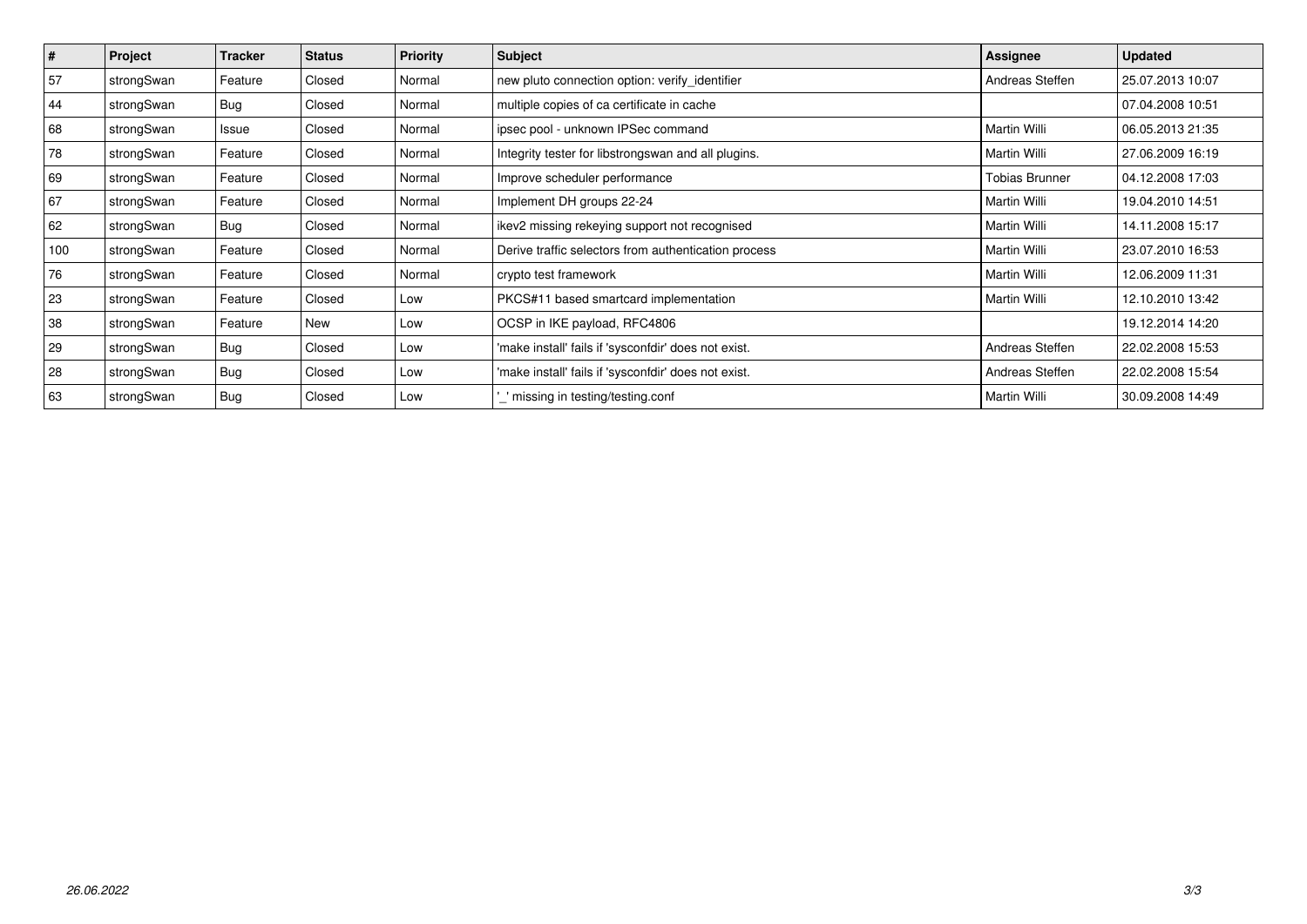| # | Project | Tracker | Status | Priority | Subject | Assignee | Updated |
| --- | --- | --- | --- | --- | --- | --- | --- |
| 57 | strongSwan | Feature | Closed | Normal | new pluto connection option: verify_identifier | Andreas Steffen | 25.07.2013 10:07 |
| 44 | strongSwan | Bug | Closed | Normal | multiple copies of ca certificate in cache | | 07.04.2008 10:51 |
| 68 | strongSwan | Issue | Closed | Normal | ipsec pool - unknown IPSec command | Martin Willi | 06.05.2013 21:35 |
| 78 | strongSwan | Feature | Closed | Normal | Integrity tester for libstrongswan and all plugins. | Martin Willi | 27.06.2009 16:19 |
| 69 | strongSwan | Feature | Closed | Normal | Improve scheduler performance | Tobias Brunner | 04.12.2008 17:03 |
| 67 | strongSwan | Feature | Closed | Normal | Implement DH groups 22-24 | Martin Willi | 19.04.2010 14:51 |
| 62 | strongSwan | Bug | Closed | Normal | ikev2 missing rekeying support not recognised | Martin Willi | 14.11.2008 15:17 |
| 100 | strongSwan | Feature | Closed | Normal | Derive traffic selectors from authentication process | Martin Willi | 23.07.2010 16:53 |
| 76 | strongSwan | Feature | Closed | Normal | crypto test framework | Martin Willi | 12.06.2009 11:31 |
| 23 | strongSwan | Feature | Closed | Low | PKCS#11 based smartcard implementation | Martin Willi | 12.10.2010 13:42 |
| 38 | strongSwan | Feature | New | Low | OCSP in IKE payload, RFC4806 | | 19.12.2014 14:20 |
| 29 | strongSwan | Bug | Closed | Low | 'make install' fails if 'sysconfdir' does not exist. | Andreas Steffen | 22.02.2008 15:53 |
| 28 | strongSwan | Bug | Closed | Low | 'make install' fails if 'sysconfdir' does not exist. | Andreas Steffen | 22.02.2008 15:54 |
| 63 | strongSwan | Bug | Closed | Low | '_' missing in testing/testing.conf | Martin Willi | 30.09.2008 14:49 |

*26.06.2022*